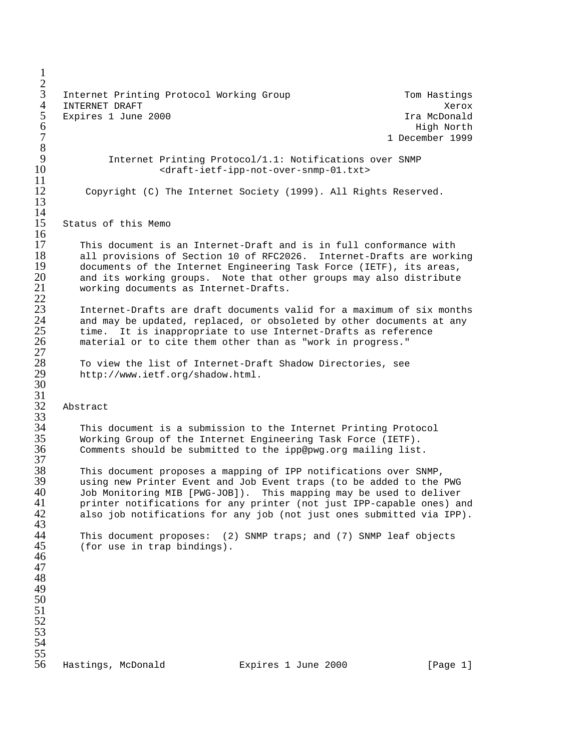Internet Printing Protocol Working Group — Tom Hastings, Xerox
INTERNET DRAFT — Ira McDonald, High North
Expires 1 June 2000 — 1 December 1999

# Internet Printing Protocol/1.1: Notifications over SNMP

<draft-ietf-ipp-not-over-snmp-01.txt>

Copyright (C) The Internet Society (1999). All Rights Reserved.

## Status of this Memo

This document is an Internet-Draft and is in full conformance with all provisions of Section 10 of RFC2026. Internet-Drafts are working documents of the Internet Engineering Task Force (IETF), its areas, and its working groups. Note that other groups may also distribute working documents as Internet-Drafts.

Internet-Drafts are draft documents valid for a maximum of six months and may be updated, replaced, or obsoleted by other documents at any time. It is inappropriate to use Internet-Drafts as reference material or to cite them other than as "work in progress."

To view the list of Internet-Draft Shadow Directories, see http://www.ietf.org/shadow.html.

## Abstract

This document is a submission to the Internet Printing Protocol Working Group of the Internet Engineering Task Force (IETF). Comments should be submitted to the ipp@pwg.org mailing list.

This document proposes a mapping of IPP notifications over SNMP, using new Printer Event and Job Event traps (to be added to the PWG Job Monitoring MIB [PWG-JOB]). This mapping may be used to deliver printer notifications for any printer (not just IPP-capable ones) and also job notifications for any job (not just ones submitted via IPP).

This document proposes: (2) SNMP traps; and (7) SNMP leaf objects (for use in trap bindings).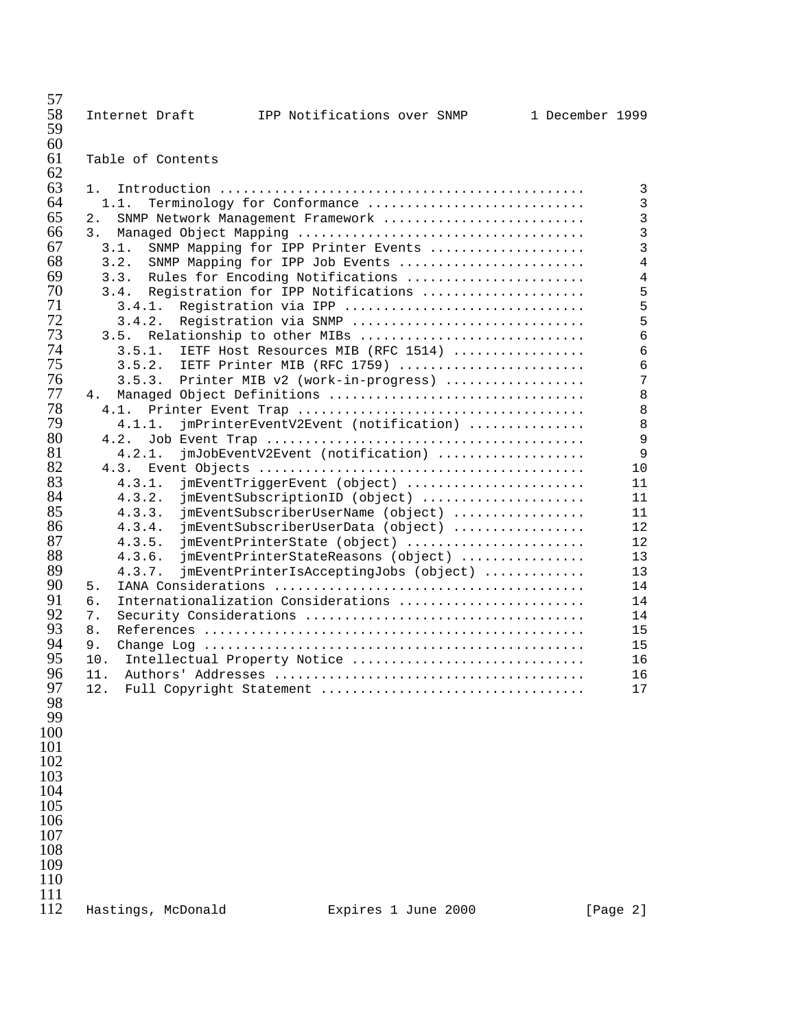Table of Contents

```
1.  Introduction ...............................................      3
  1.1.  Terminology for Conformance ............................      3
2.  SNMP Network Management Framework ..........................      3
3.  Managed Object Mapping .....................................      3
  3.1.  SNMP Mapping for IPP Printer Events ....................      3
  3.2.  SNMP Mapping for IPP Job Events ........................      4
  3.3.  Rules for Encoding Notifications .......................      4
  3.4.  Registration for IPP Notifications .....................      5
    3.4.1.  Registration via IPP ...............................      5
    3.4.2.  Registration via SNMP ..............................      5
  3.5.  Relationship to other MIBs .............................      6
    3.5.1.  IETF Host Resources MIB (RFC 1514) .................      6
    3.5.2.  IETF Printer MIB (RFC 1759) ........................      6
    3.5.3.  Printer MIB v2 (work-in-progress) ..................      7
4.  Managed Object Definitions .................................      8
  4.1.  Printer Event Trap .....................................      8
    4.1.1.  jmPrinterEventV2Event (notification) ...............      8
  4.2.  Job Event Trap .........................................      9
    4.2.1.  jmJobEventV2Event (notification) ...................      9
  4.3.  Event Objects ..........................................     10
    4.3.1.  jmEventTriggerEvent (object) .......................     11
    4.3.2.  jmEventSubscriptionID (object) .....................     11
    4.3.3.  jmEventSubscriberUserName (object) .................     11
    4.3.4.  jmEventSubscriberUserData (object) .................     12
    4.3.5.  jmEventPrinterState (object) .......................     12
    4.3.6.  jmEventPrinterStateReasons (object) ................     13
    4.3.7.  jmEventPrinterIsAcceptingJobs (object) .............     13
5.  IANA Considerations ........................................     14
6.  Internationalization Considerations ........................     14
7.  Security Considerations ....................................     14
8.  References .................................................     15
9.  Change Log .................................................     15
10.  Intellectual Property Notice ..............................     16
11.  Authors' Addresses ........................................     16
12.  Full Copyright Statement ..................................     17
```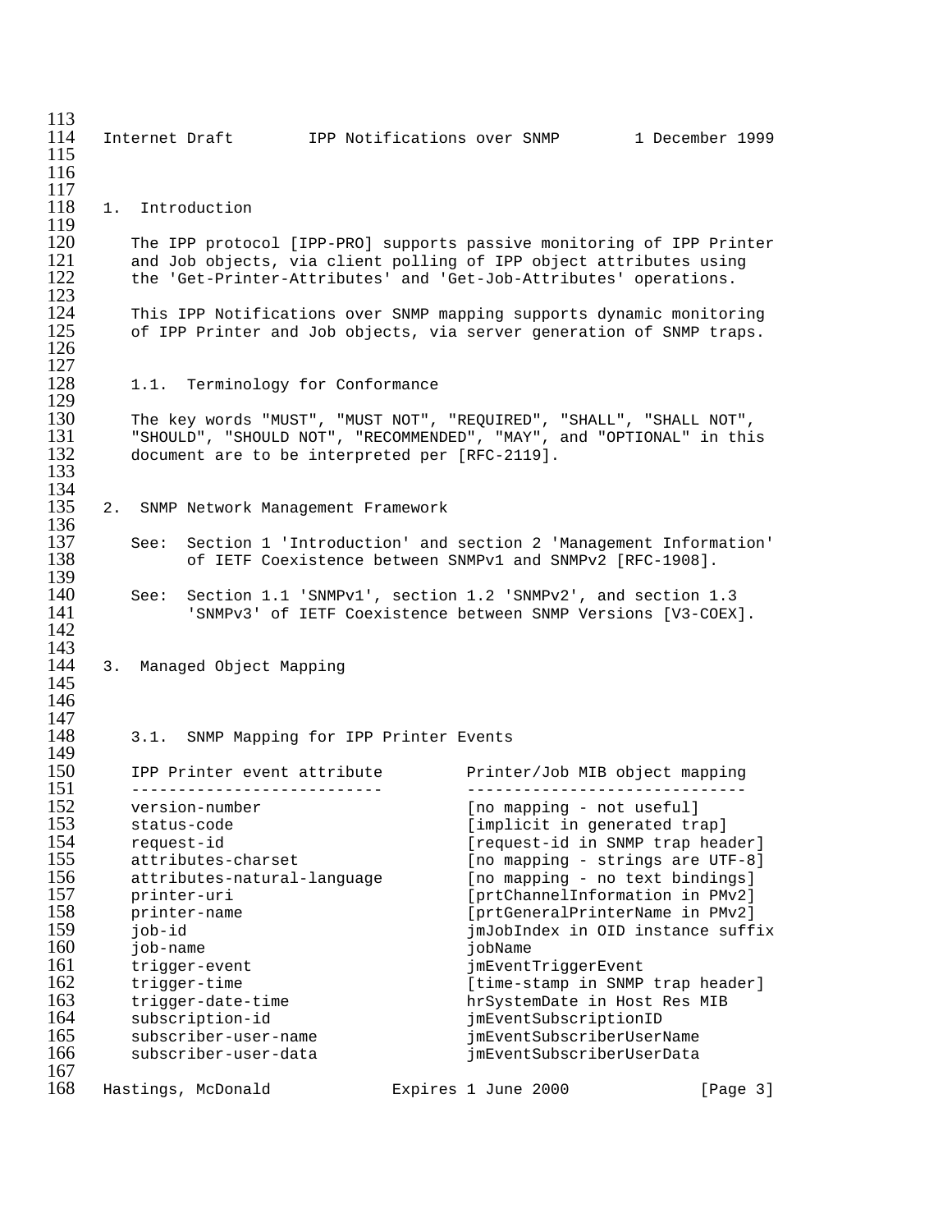## 1. Introduction

The IPP protocol [IPP-PRO] supports passive monitoring of IPP Printer and Job objects, via client polling of IPP object attributes using the 'Get-Printer-Attributes' and 'Get-Job-Attributes' operations.

This IPP Notifications over SNMP mapping supports dynamic monitoring of IPP Printer and Job objects, via server generation of SNMP traps.

### 1.1. Terminology for Conformance

The key words "MUST", "MUST NOT", "REQUIRED", "SHALL", "SHALL NOT", "SHOULD", "SHOULD NOT", "RECOMMENDED", "MAY", and "OPTIONAL" in this document are to be interpreted per [RFC-2119].

## 2. SNMP Network Management Framework

See: Section 1 'Introduction' and section 2 'Management Information' of IETF Coexistence between SNMPv1 and SNMPv2 [RFC-1908].

See: Section 1.1 'SNMPv1', section 1.2 'SNMPv2', and section 1.3 'SNMPv3' of IETF Coexistence between SNMP Versions [V3-COEX].

## 3. Managed Object Mapping

### 3.1. SNMP Mapping for IPP Printer Events

| IPP Printer event attribute | Printer/Job MIB object mapping |
|---|---|
| version-number | [no mapping - not useful] |
| status-code | [implicit in generated trap] |
| request-id | [request-id in SNMP trap header] |
| attributes-charset | [no mapping - strings are UTF-8] |
| attributes-natural-language | [no mapping - no text bindings] |
| printer-uri | [prtChannelInformation in PMv2] |
| printer-name | [prtGeneralPrinterName in PMv2] |
| job-id | jmJobIndex in OID instance suffix |
| job-name | jobName |
| trigger-event | jmEventTriggerEvent |
| trigger-time | [time-stamp in SNMP trap header] |
| trigger-date-time | hrSystemDate in Host Res MIB |
| subscription-id | jmEventSubscriptionID |
| subscriber-user-name | jmEventSubscriberUserName |
| subscriber-user-data | jmEventSubscriberUserData |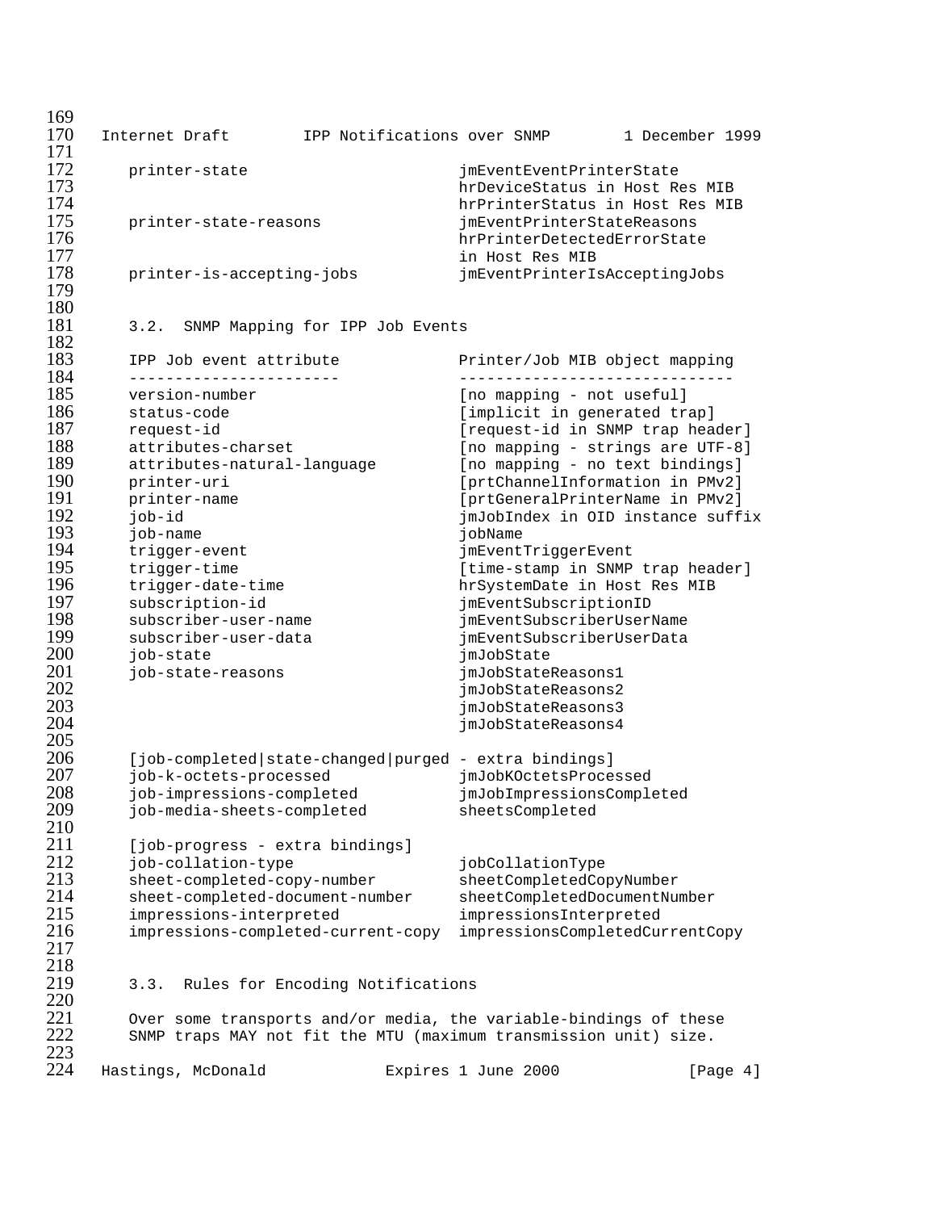| | |
|---|---|
| printer-state | jmEventEventPrinterState |
| | hrDeviceStatus in Host Res MIB |
| | hrPrinterStatus in Host Res MIB |
| printer-state-reasons | jmEventPrinterStateReasons |
| | hrPrinterDetectedErrorState |
| | in Host Res MIB |
| printer-is-accepting-jobs | jmEventPrinterIsAcceptingJobs |

### 3.2. SNMP Mapping for IPP Job Events

| IPP Job event attribute | Printer/Job MIB object mapping |
|---|---|
| version-number | [no mapping - not useful] |
| status-code | [implicit in generated trap] |
| request-id | [request-id in SNMP trap header] |
| attributes-charset | [no mapping - strings are UTF-8] |
| attributes-natural-language | [no mapping - no text bindings] |
| printer-uri | [prtChannelInformation in PMv2] |
| printer-name | [prtGeneralPrinterName in PMv2] |
| job-id | jmJobIndex in OID instance suffix |
| job-name | jobName |
| trigger-event | jmEventTriggerEvent |
| trigger-time | [time-stamp in SNMP trap header] |
| trigger-date-time | hrSystemDate in Host Res MIB |
| subscription-id | jmEventSubscriptionID |
| subscriber-user-name | jmEventSubscriberUserName |
| subscriber-user-data | jmEventSubscriberUserData |
| job-state | jmJobState |
| job-state-reasons | jmJobStateReasons1 |
| | jmJobStateReasons2 |
| | jmJobStateReasons3 |
| | jmJobStateReasons4 |
| [job-completed\|state-changed\|purged - extra bindings] | |
| job-k-octets-processed | jmJobKOctetsProcessed |
| job-impressions-completed | jmJobImpressionsCompleted |
| job-media-sheets-completed | sheetsCompleted |
| [job-progress - extra bindings] | |
| job-collation-type | jobCollationType |
| sheet-completed-copy-number | sheetCompletedCopyNumber |
| sheet-completed-document-number | sheetCompletedDocumentNumber |
| impressions-interpreted | impressionsInterpreted |
| impressions-completed-current-copy | impressionsCompletedCurrentCopy |

### 3.3. Rules for Encoding Notifications

Over some transports and/or media, the variable-bindings of these SNMP traps MAY not fit the MTU (maximum transmission unit) size.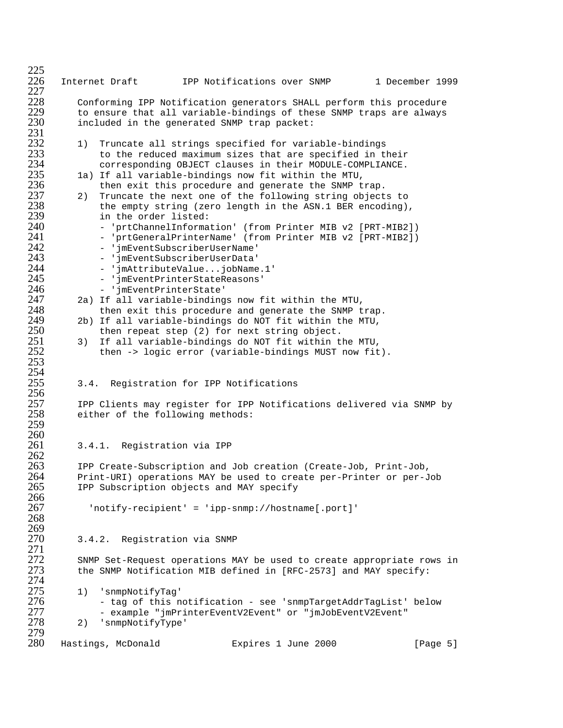Conforming IPP Notification generators SHALL perform this procedure to ensure that all variable-bindings of these SNMP traps are always included in the generated SNMP trap packet:

```
1)  Truncate all strings specified for variable-bindings
    to the reduced maximum sizes that are specified in their
    corresponding OBJECT clauses in their MODULE-COMPLIANCE.
1a) If all variable-bindings now fit within the MTU,
    then exit this procedure and generate the SNMP trap.
2)  Truncate the next one of the following string objects to
    the empty string (zero length in the ASN.1 BER encoding),
    in the order listed:
    - 'prtChannelInformation' (from Printer MIB v2 [PRT-MIB2])
    - 'prtGeneralPrinterName' (from Printer MIB v2 [PRT-MIB2])
    - 'jmEventSubscriberUserName'
    - 'jmEventSubscriberUserData'
    - 'jmAttributeValue...jobName.1'
    - 'jmEventPrinterStateReasons'
    - 'jmEventPrinterState'
2a) If all variable-bindings now fit within the MTU,
    then exit this procedure and generate the SNMP trap.
2b) If all variable-bindings do NOT fit within the MTU,
    then repeat step (2) for next string object.
3)  If all variable-bindings do NOT fit within the MTU,
    then -> logic error (variable-bindings MUST now fit).
```

### 3.4. Registration for IPP Notifications

IPP Clients may register for IPP Notifications delivered via SNMP by either of the following methods:

#### 3.4.1. Registration via IPP

IPP Create-Subscription and Job creation (Create-Job, Print-Job, Print-URI) operations MAY be used to create per-Printer or per-Job IPP Subscription objects and MAY specify

```
'notify-recipient' = 'ipp-snmp://hostname[.port]'
```

#### 3.4.2. Registration via SNMP

SNMP Set-Request operations MAY be used to create appropriate rows in the SNMP Notification MIB defined in [RFC-2573] and MAY specify:

```
1)  'snmpNotifyTag'
    - tag of this notification - see 'snmpTargetAddrTagList' below
    - example "jmPrinterEventV2Event" or "jmJobEventV2Event"
2)  'snmpNotifyType'
```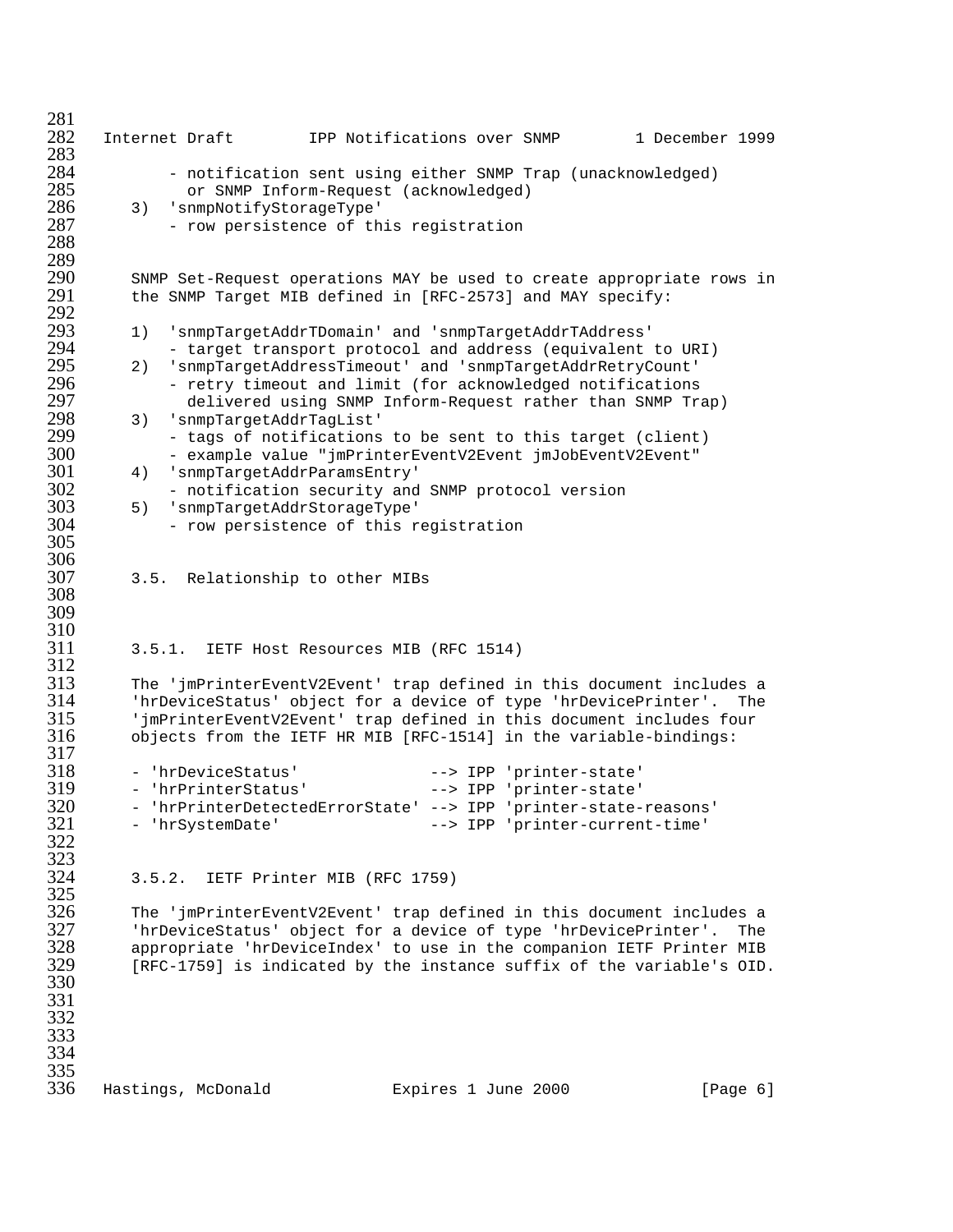- notification sent using either SNMP Trap (unacknowledged) or SNMP Inform-Request (acknowledged)

3) 'snmpNotifyStorageType'
   - row persistence of this registration

SNMP Set-Request operations MAY be used to create appropriate rows in the SNMP Target MIB defined in [RFC-2573] and MAY specify:

1) 'snmpTargetAddrTDomain' and 'snmpTargetAddrTAddress'
   - target transport protocol and address (equivalent to URI)
2) 'snmpTargetAddressTimeout' and 'snmpTargetAddrRetryCount'
   - retry timeout and limit (for acknowledged notifications delivered using SNMP Inform-Request rather than SNMP Trap)
3) 'snmpTargetAddrTagList'
   - tags of notifications to be sent to this target (client)
   - example value "jmPrinterEventV2Event jmJobEventV2Event"
4) 'snmpTargetAddrParamsEntry'
   - notification security and SNMP protocol version
5) 'snmpTargetAddrStorageType'
   - row persistence of this registration

### 3.5. Relationship to other MIBs

#### 3.5.1. IETF Host Resources MIB (RFC 1514)

The 'jmPrinterEventV2Event' trap defined in this document includes a 'hrDeviceStatus' object for a device of type 'hrDevicePrinter'. The 'jmPrinterEventV2Event' trap defined in this document includes four objects from the IETF HR MIB [RFC-1514] in the variable-bindings:

```
- 'hrDeviceStatus'              --> IPP 'printer-state'
- 'hrPrinterStatus'             --> IPP 'printer-state'
- 'hrPrinterDetectedErrorState' --> IPP 'printer-state-reasons'
- 'hrSystemDate'                --> IPP 'printer-current-time'
```

#### 3.5.2. IETF Printer MIB (RFC 1759)

The 'jmPrinterEventV2Event' trap defined in this document includes a 'hrDeviceStatus' object for a device of type 'hrDevicePrinter'. The appropriate 'hrDeviceIndex' to use in the companion IETF Printer MIB [RFC-1759] is indicated by the instance suffix of the variable's OID.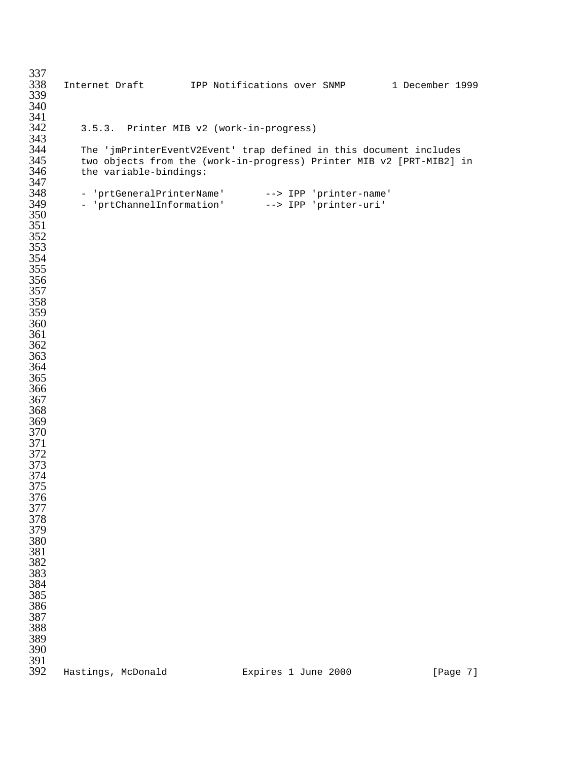### 3.5.3. Printer MIB v2 (work-in-progress)

The 'jmPrinterEventV2Event' trap defined in this document includes two objects from the (work-in-progress) Printer MIB v2 [PRT-MIB2] in the variable-bindings:

```
- 'prtGeneralPrinterName'       --> IPP 'printer-name'
- 'prtChannelInformation'       --> IPP 'printer-uri'
```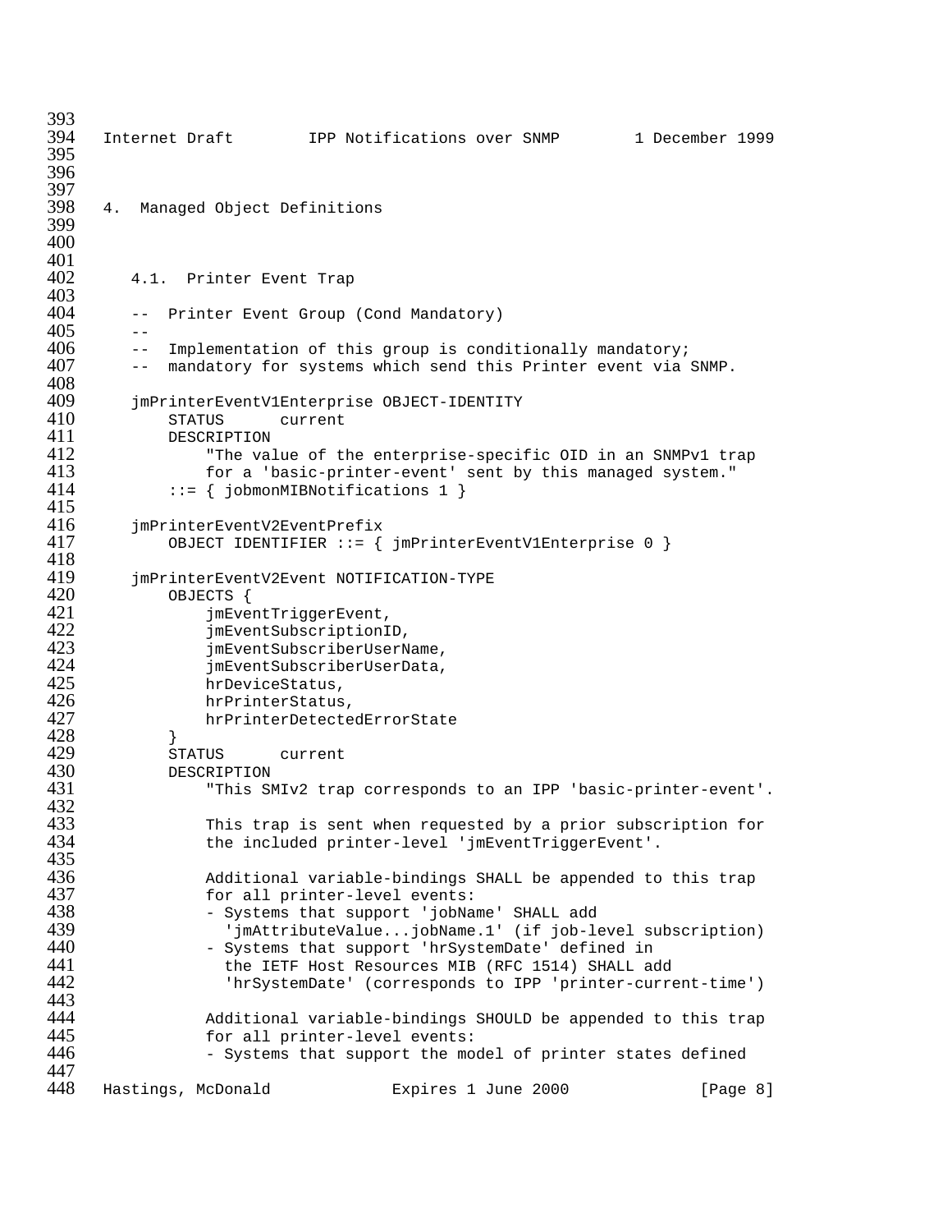## 4. Managed Object Definitions

### 4.1. Printer Event Trap

```
--  Printer Event Group (Cond Mandatory)
--
--  Implementation of this group is conditionally mandatory;
--  mandatory for systems which send this Printer event via SNMP.

jmPrinterEventV1Enterprise OBJECT-IDENTITY
    STATUS      current
    DESCRIPTION
        "The value of the enterprise-specific OID in an SNMPv1 trap
        for a 'basic-printer-event' sent by this managed system."
    ::= { jobmonMIBNotifications 1 }

jmPrinterEventV2EventPrefix
    OBJECT IDENTIFIER ::= { jmPrinterEventV1Enterprise 0 }

jmPrinterEventV2Event NOTIFICATION-TYPE
    OBJECTS {
        jmEventTriggerEvent,
        jmEventSubscriptionID,
        jmEventSubscriberUserName,
        jmEventSubscriberUserData,
        hrDeviceStatus,
        hrPrinterStatus,
        hrPrinterDetectedErrorState
    }
    STATUS      current
    DESCRIPTION
        "This SMIv2 trap corresponds to an IPP 'basic-printer-event'.

        This trap is sent when requested by a prior subscription for
        the included printer-level 'jmEventTriggerEvent'.

        Additional variable-bindings SHALL be appended to this trap
        for all printer-level events:
        - Systems that support 'jobName' SHALL add
          'jmAttributeValue...jobName.1' (if job-level subscription)
        - Systems that support 'hrSystemDate' defined in
          the IETF Host Resources MIB (RFC 1514) SHALL add
          'hrSystemDate' (corresponds to IPP 'printer-current-time')

        Additional variable-bindings SHOULD be appended to this trap
        for all printer-level events:
        - Systems that support the model of printer states defined
```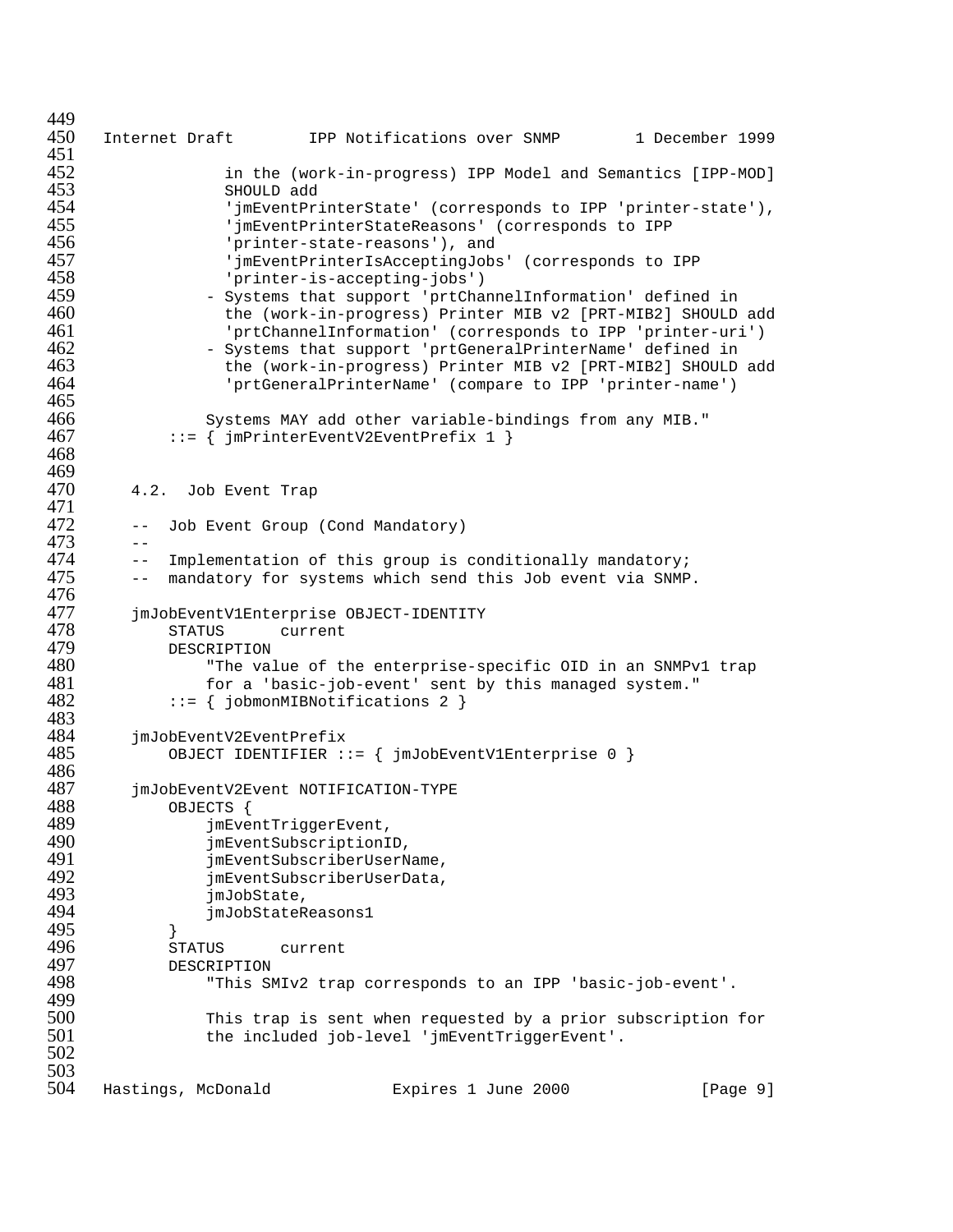```
                in the (work-in-progress) IPP Model and Semantics [IPP-MOD]
                SHOULD add
                'jmEventPrinterState' (corresponds to IPP 'printer-state'),
                'jmEventPrinterStateReasons' (corresponds to IPP
                'printer-state-reasons'), and
                'jmEventPrinterIsAcceptingJobs' (corresponds to IPP
                'printer-is-accepting-jobs')
              - Systems that support 'prtChannelInformation' defined in
                the (work-in-progress) Printer MIB v2 [PRT-MIB2] SHOULD add
                'prtChannelInformation' (corresponds to IPP 'printer-uri')
              - Systems that support 'prtGeneralPrinterName' defined in
                the (work-in-progress) Printer MIB v2 [PRT-MIB2] SHOULD add
                'prtGeneralPrinterName' (compare to IPP 'printer-name')

            Systems MAY add other variable-bindings from any MIB."
        ::= { jmPrinterEventV2EventPrefix 1 }
```

## 4.2. Job Event Trap

```
    --  Job Event Group (Cond Mandatory)
    --
    --  Implementation of this group is conditionally mandatory;
    --  mandatory for systems which send this Job event via SNMP.

    jmJobEventV1Enterprise OBJECT-IDENTITY
        STATUS      current
        DESCRIPTION
            "The value of the enterprise-specific OID in an SNMPv1 trap
            for a 'basic-job-event' sent by this managed system."
        ::= { jobmonMIBNotifications 2 }

    jmJobEventV2EventPrefix
        OBJECT IDENTIFIER ::= { jmJobEventV1Enterprise 0 }

    jmJobEventV2Event NOTIFICATION-TYPE
        OBJECTS {
            jmEventTriggerEvent,
            jmEventSubscriptionID,
            jmEventSubscriberUserName,
            jmEventSubscriberUserData,
            jmJobState,
            jmJobStateReasons1
        }
        STATUS      current
        DESCRIPTION
            "This SMIv2 trap corresponds to an IPP 'basic-job-event'.

            This trap is sent when requested by a prior subscription for
            the included job-level 'jmEventTriggerEvent'.
```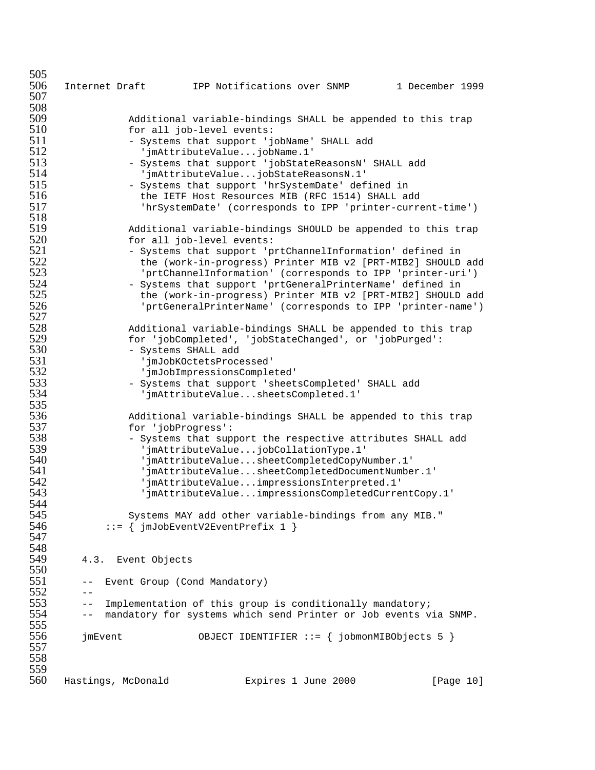```
            Additional variable-bindings SHALL be appended to this trap
            for all job-level events:
            - Systems that support 'jobName' SHALL add
              'jmAttributeValue...jobName.1'
            - Systems that support 'jobStateReasonsN' SHALL add
              'jmAttributeValue...jobStateReasonsN.1'
            - Systems that support 'hrSystemDate' defined in
              the IETF Host Resources MIB (RFC 1514) SHALL add
              'hrSystemDate' (corresponds to IPP 'printer-current-time')

            Additional variable-bindings SHOULD be appended to this trap
            for all job-level events:
            - Systems that support 'prtChannelInformation' defined in
              the (work-in-progress) Printer MIB v2 [PRT-MIB2] SHOULD add
              'prtChannelInformation' (corresponds to IPP 'printer-uri')
            - Systems that support 'prtGeneralPrinterName' defined in
              the (work-in-progress) Printer MIB v2 [PRT-MIB2] SHOULD add
              'prtGeneralPrinterName' (corresponds to IPP 'printer-name')

            Additional variable-bindings SHALL be appended to this trap
            for 'jobCompleted', 'jobStateChanged', or 'jobPurged':
            - Systems SHALL add
              'jmJobKOctetsProcessed'
              'jmJobImpressionsCompleted'
            - Systems that support 'sheetsCompleted' SHALL add
              'jmAttributeValue...sheetsCompleted.1'

            Additional variable-bindings SHALL be appended to this trap
            for 'jobProgress':
            - Systems that support the respective attributes SHALL add
              'jmAttributeValue...jobCollationType.1'
              'jmAttributeValue...sheetCompletedCopyNumber.1'
              'jmAttributeValue...sheetCompletedDocumentNumber.1'
              'jmAttributeValue...impressionsInterpreted.1'
              'jmAttributeValue...impressionsCompletedCurrentCopy.1'

            Systems MAY add other variable-bindings from any MIB."
        ::= { jmJobEventV2EventPrefix 1 }
```

### 4.3. Event Objects

```
    --  Event Group (Cond Mandatory)
    --
    --  Implementation of this group is conditionally mandatory;
    --  mandatory for systems which send Printer or Job events via SNMP.

    jmEvent             OBJECT IDENTIFIER ::= { jobmonMIBObjects 5 }
```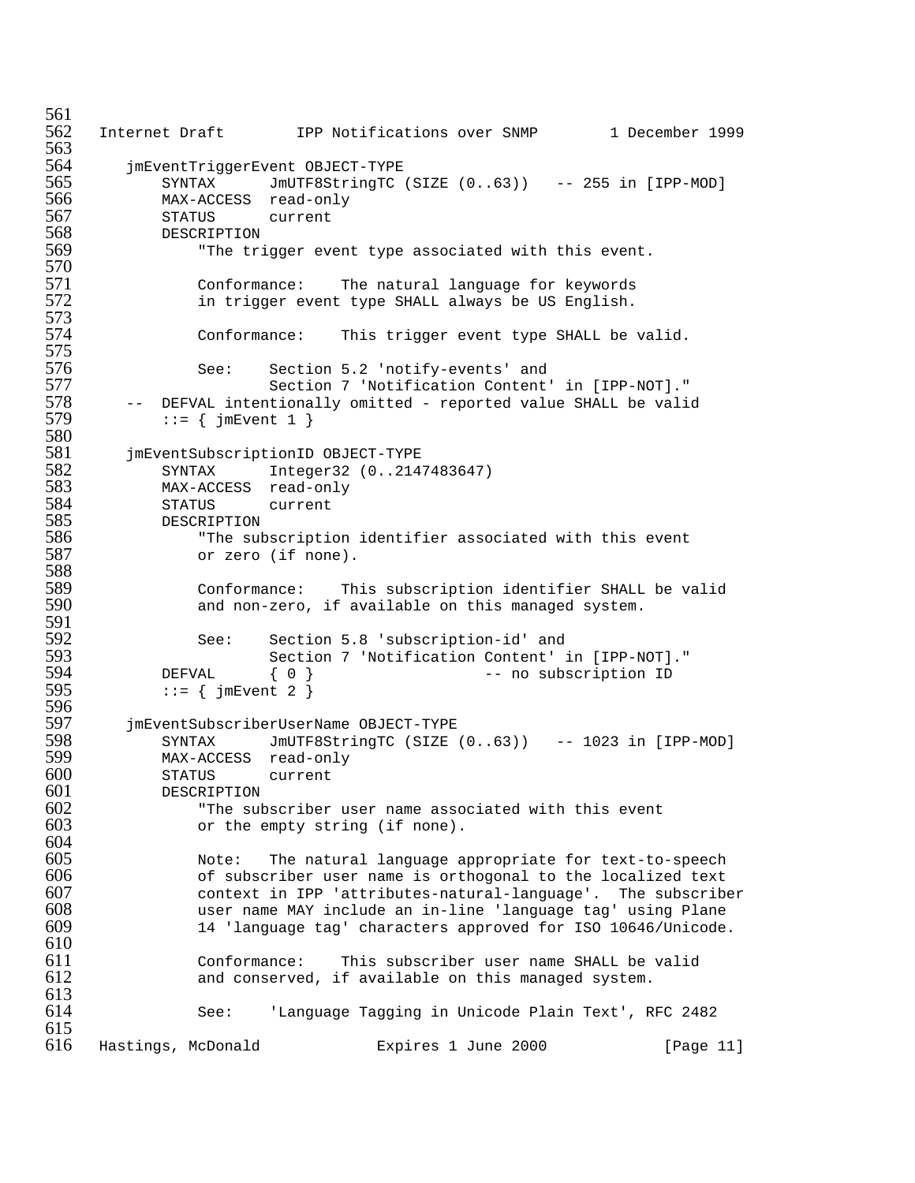```
    jmEventTriggerEvent OBJECT-TYPE
        SYNTAX      JmUTF8StringTC (SIZE (0..63))   -- 255 in [IPP-MOD]
        MAX-ACCESS  read-only
        STATUS      current
        DESCRIPTION
            "The trigger event type associated with this event.

            Conformance:    The natural language for keywords
            in trigger event type SHALL always be US English.

            Conformance:    This trigger event type SHALL be valid.

            See:    Section 5.2 'notify-events' and
                    Section 7 'Notification Content' in [IPP-NOT]."
    --  DEFVAL intentionally omitted - reported value SHALL be valid
        ::= { jmEvent 1 }

    jmEventSubscriptionID OBJECT-TYPE
        SYNTAX      Integer32 (0..2147483647)
        MAX-ACCESS  read-only
        STATUS      current
        DESCRIPTION
            "The subscription identifier associated with this event
            or zero (if none).

            Conformance:    This subscription identifier SHALL be valid
            and non-zero, if available on this managed system.

            See:    Section 5.8 'subscription-id' and
                    Section 7 'Notification Content' in [IPP-NOT]."
        DEFVAL      { 0 }                   -- no subscription ID
        ::= { jmEvent 2 }

    jmEventSubscriberUserName OBJECT-TYPE
        SYNTAX      JmUTF8StringTC (SIZE (0..63))   -- 1023 in [IPP-MOD]
        MAX-ACCESS  read-only
        STATUS      current
        DESCRIPTION
            "The subscriber user name associated with this event
            or the empty string (if none).

            Note:   The natural language appropriate for text-to-speech
            of subscriber user name is orthogonal to the localized text
            context in IPP 'attributes-natural-language'.  The subscriber
            user name MAY include an in-line 'language tag' using Plane
            14 'language tag' characters approved for ISO 10646/Unicode.

            Conformance:    This subscriber user name SHALL be valid
            and conserved, if available on this managed system.

            See:    'Language Tagging in Unicode Plain Text', RFC 2482
```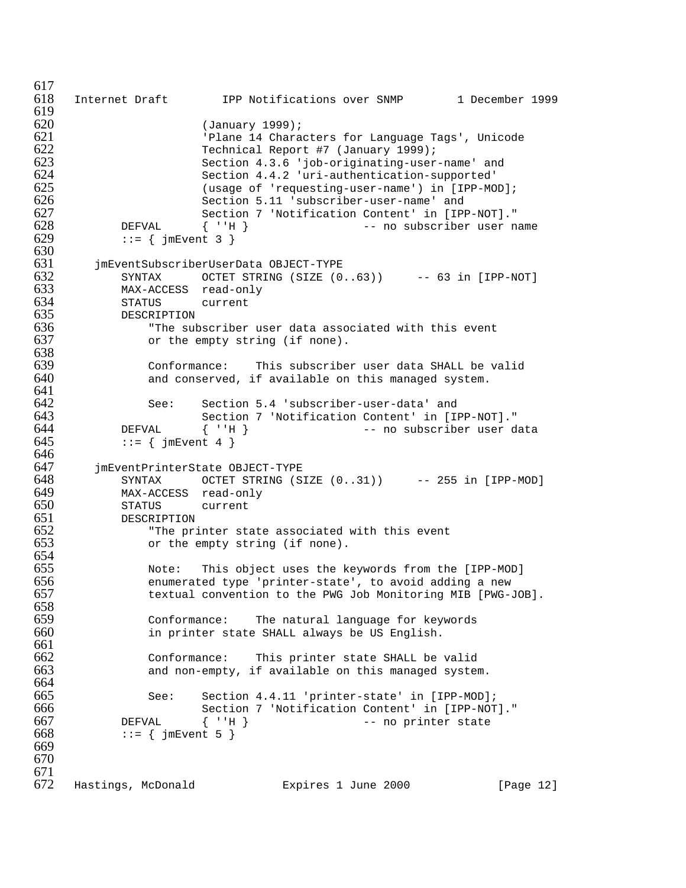```
                     (January 1999);
                     'Plane 14 Characters for Language Tags', Unicode
                     Technical Report #7 (January 1999);
                     Section 4.3.6 'job-originating-user-name' and
                     Section 4.4.2 'uri-authentication-supported'
                     (usage of 'requesting-user-name') in [IPP-MOD];
                     Section 5.11 'subscriber-user-name' and
                     Section 7 'Notification Content' in [IPP-NOT]."
        DEFVAL      { ''H }                 -- no subscriber user name
        ::= { jmEvent 3 }

    jmEventSubscriberUserData OBJECT-TYPE
        SYNTAX      OCTET STRING (SIZE (0..63))     -- 63 in [IPP-NOT]
        MAX-ACCESS  read-only
        STATUS      current
        DESCRIPTION
            "The subscriber user data associated with this event
            or the empty string (if none).

            Conformance:    This subscriber user data SHALL be valid
            and conserved, if available on this managed system.

            See:    Section 5.4 'subscriber-user-data' and
                    Section 7 'Notification Content' in [IPP-NOT]."
        DEFVAL      { ''H }                 -- no subscriber user data
        ::= { jmEvent 4 }

    jmEventPrinterState OBJECT-TYPE
        SYNTAX      OCTET STRING (SIZE (0..31))     -- 255 in [IPP-MOD]
        MAX-ACCESS  read-only
        STATUS      current
        DESCRIPTION
            "The printer state associated with this event
            or the empty string (if none).

            Note:   This object uses the keywords from the [IPP-MOD]
            enumerated type 'printer-state', to avoid adding a new
            textual convention to the PWG Job Monitoring MIB [PWG-JOB].

            Conformance:    The natural language for keywords
            in printer state SHALL always be US English.

            Conformance:    This printer state SHALL be valid
            and non-empty, if available on this managed system.

            See:    Section 4.4.11 'printer-state' in [IPP-MOD];
                    Section 7 'Notification Content' in [IPP-NOT]."
        DEFVAL      { ''H }                 -- no printer state
        ::= { jmEvent 5 }
```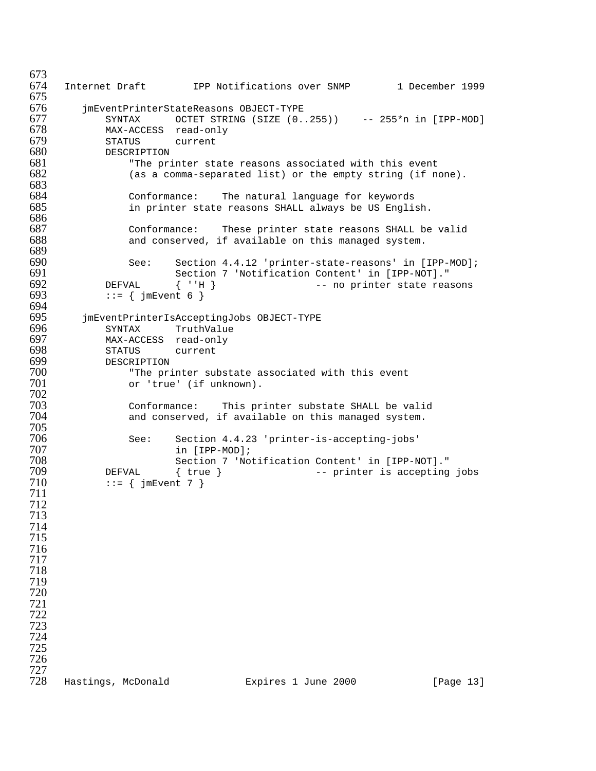```
jmEventPrinterStateReasons OBJECT-TYPE
    SYNTAX      OCTET STRING (SIZE (0..255))    -- 255*n in [IPP-MOD]
    MAX-ACCESS  read-only
    STATUS      current
    DESCRIPTION
        "The printer state reasons associated with this event
        (as a comma-separated list) or the empty string (if none).

        Conformance:    The natural language for keywords
        in printer state reasons SHALL always be US English.

        Conformance:    These printer state reasons SHALL be valid
        and conserved, if available on this managed system.

        See:    Section 4.4.12 'printer-state-reasons' in [IPP-MOD];
                Section 7 'Notification Content' in [IPP-NOT]."
    DEFVAL      { ''H }                 -- no printer state reasons
    ::= { jmEvent 6 }

jmEventPrinterIsAcceptingJobs OBJECT-TYPE
    SYNTAX      TruthValue
    MAX-ACCESS  read-only
    STATUS      current
    DESCRIPTION
        "The printer substate associated with this event
        or 'true' (if unknown).

        Conformance:    This printer substate SHALL be valid
        and conserved, if available on this managed system.

        See:    Section 4.4.23 'printer-is-accepting-jobs'
                in [IPP-MOD];
                Section 7 'Notification Content' in [IPP-NOT]."
    DEFVAL      { true }                -- printer is accepting jobs
    ::= { jmEvent 7 }
```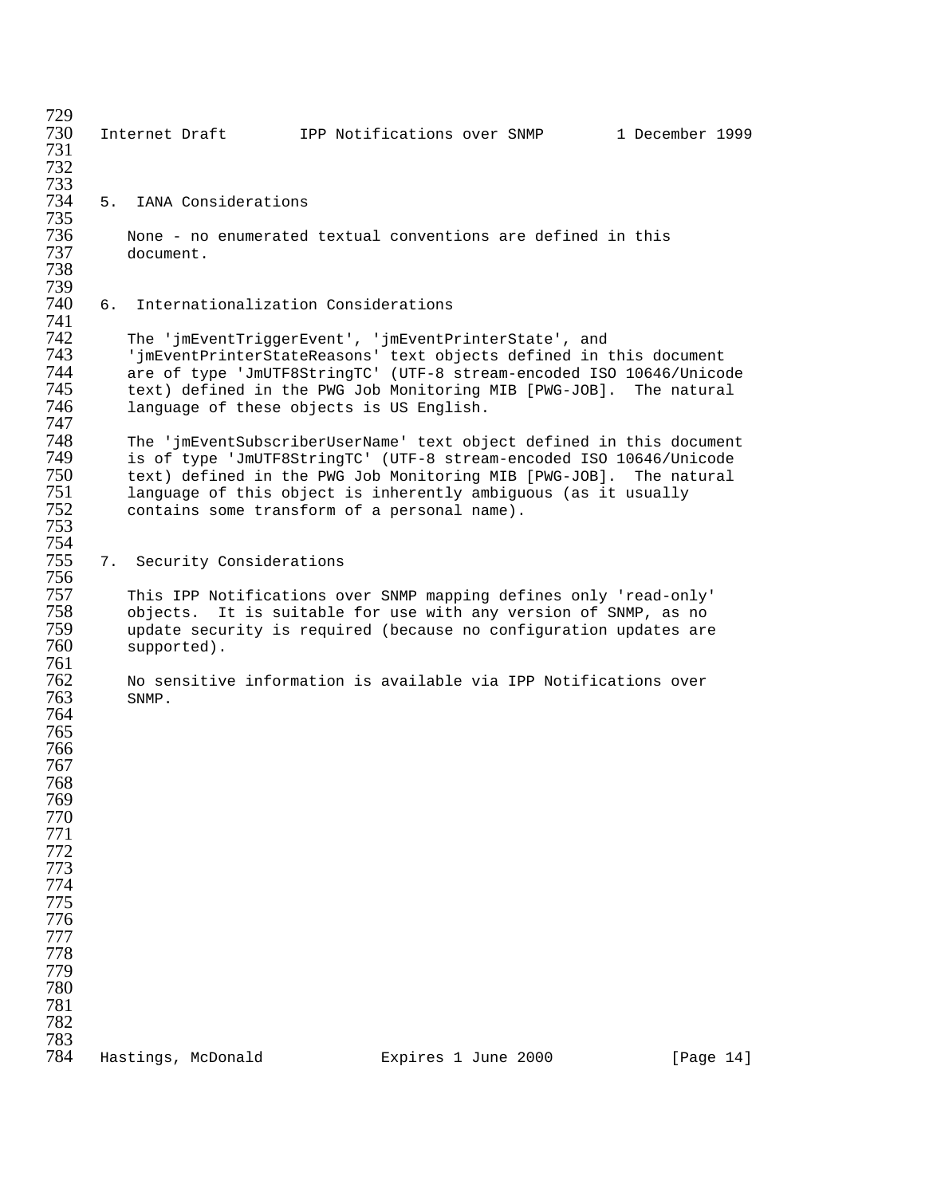## 5. IANA Considerations

None - no enumerated textual conventions are defined in this document.

## 6. Internationalization Considerations

The 'jmEventTriggerEvent', 'jmEventPrinterState', and 'jmEventPrinterStateReasons' text objects defined in this document are of type 'JmUTF8StringTC' (UTF-8 stream-encoded ISO 10646/Unicode text) defined in the PWG Job Monitoring MIB [PWG-JOB]. The natural language of these objects is US English.

The 'jmEventSubscriberUserName' text object defined in this document is of type 'JmUTF8StringTC' (UTF-8 stream-encoded ISO 10646/Unicode text) defined in the PWG Job Monitoring MIB [PWG-JOB]. The natural language of this object is inherently ambiguous (as it usually contains some transform of a personal name).

## 7. Security Considerations

This IPP Notifications over SNMP mapping defines only 'read-only' objects. It is suitable for use with any version of SNMP, as no update security is required (because no configuration updates are supported).

No sensitive information is available via IPP Notifications over SNMP.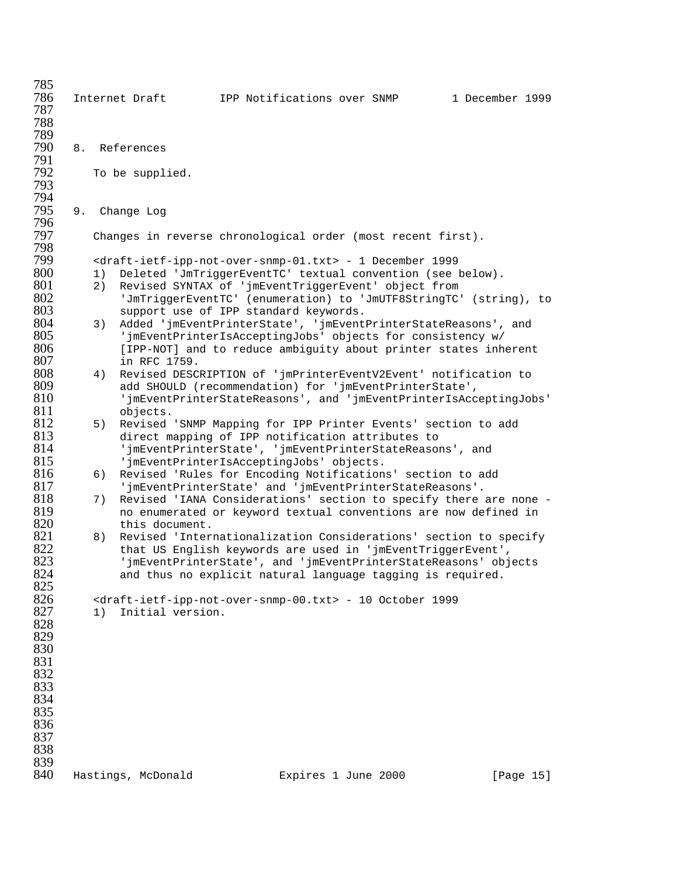## 8. References

To be supplied.

## 9. Change Log

Changes in reverse chronological order (most recent first).

<draft-ietf-ipp-not-over-snmp-01.txt> - 1 December 1999

1) Deleted 'JmTriggerEventTC' textual convention (see below).
2) Revised SYNTAX of 'jmEventTriggerEvent' object from 'JmTriggerEventTC' (enumeration) to 'JmUTF8StringTC' (string), to support use of IPP standard keywords.
3) Added 'jmEventPrinterState', 'jmEventPrinterStateReasons', and 'jmEventPrinterIsAcceptingJobs' objects for consistency w/ [IPP-NOT] and to reduce ambiguity about printer states inherent in RFC 1759.
4) Revised DESCRIPTION of 'jmPrinterEventV2Event' notification to add SHOULD (recommendation) for 'jmEventPrinterState', 'jmEventPrinterStateReasons', and 'jmEventPrinterIsAcceptingJobs' objects.
5) Revised 'SNMP Mapping for IPP Printer Events' section to add direct mapping of IPP notification attributes to 'jmEventPrinterState', 'jmEventPrinterStateReasons', and 'jmEventPrinterIsAcceptingJobs' objects.
6) Revised 'Rules for Encoding Notifications' section to add 'jmEventPrinterState' and 'jmEventPrinterStateReasons'.
7) Revised 'IANA Considerations' section to specify there are none - no enumerated or keyword textual conventions are now defined in this document.
8) Revised 'Internationalization Considerations' section to specify that US English keywords are used in 'jmEventTriggerEvent', 'jmEventPrinterState', and 'jmEventPrinterStateReasons' objects and thus no explicit natural language tagging is required.

<draft-ietf-ipp-not-over-snmp-00.txt> - 10 October 1999

1) Initial version.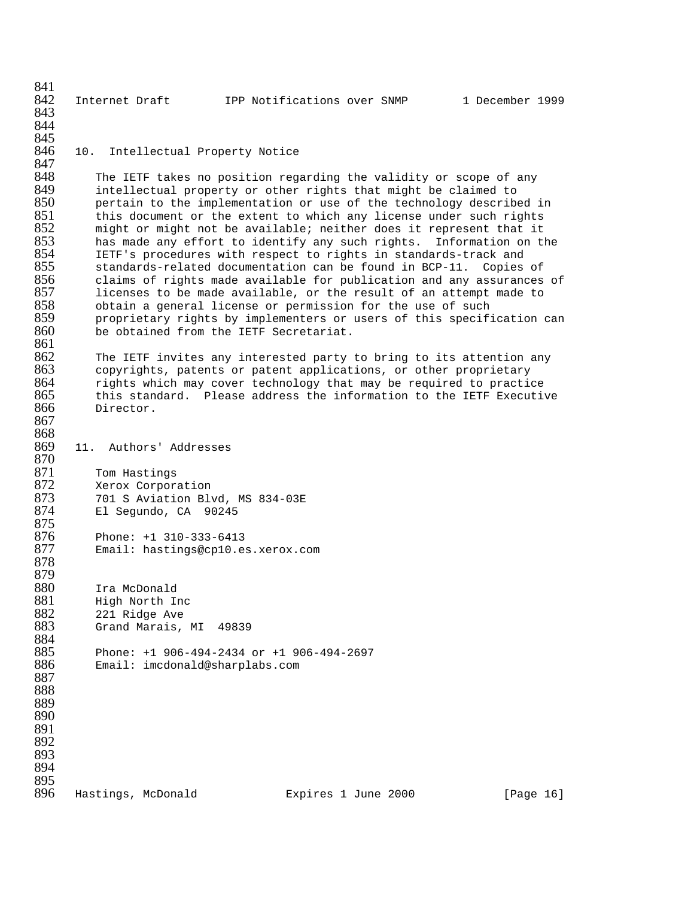## 10. Intellectual Property Notice

The IETF takes no position regarding the validity or scope of any intellectual property or other rights that might be claimed to pertain to the implementation or use of the technology described in this document or the extent to which any license under such rights might or might not be available; neither does it represent that it has made any effort to identify any such rights. Information on the IETF's procedures with respect to rights in standards-track and standards-related documentation can be found in BCP-11. Copies of claims of rights made available for publication and any assurances of licenses to be made available, or the result of an attempt made to obtain a general license or permission for the use of such proprietary rights by implementers or users of this specification can be obtained from the IETF Secretariat.

The IETF invites any interested party to bring to its attention any copyrights, patents or patent applications, or other proprietary rights which may cover technology that may be required to practice this standard. Please address the information to the IETF Executive Director.

## 11. Authors' Addresses

Tom Hastings
Xerox Corporation
701 S Aviation Blvd, MS 834-03E
El Segundo, CA 90245

Phone: +1 310-333-6413
Email: hastings@cp10.es.xerox.com

Ira McDonald
High North Inc
221 Ridge Ave
Grand Marais, MI 49839

Phone: +1 906-494-2434 or +1 906-494-2697
Email: imcdonald@sharplabs.com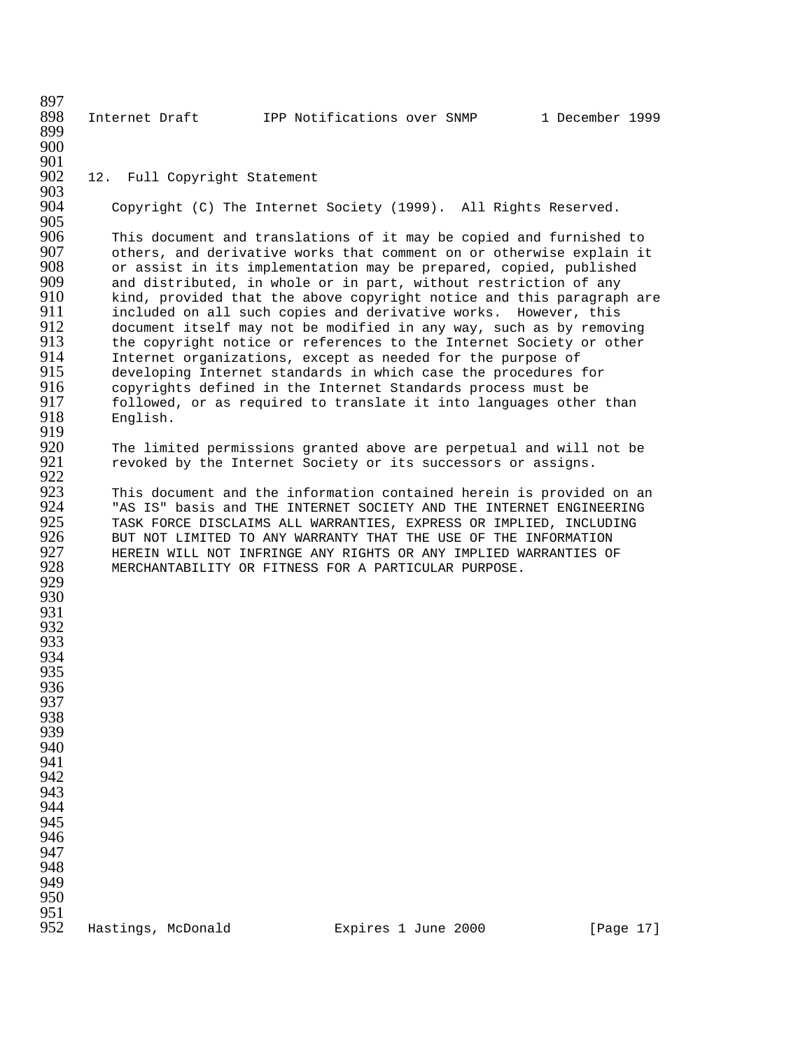## 12. Full Copyright Statement

Copyright (C) The Internet Society (1999). All Rights Reserved.

This document and translations of it may be copied and furnished to others, and derivative works that comment on or otherwise explain it or assist in its implementation may be prepared, copied, published and distributed, in whole or in part, without restriction of any kind, provided that the above copyright notice and this paragraph are included on all such copies and derivative works. However, this document itself may not be modified in any way, such as by removing the copyright notice or references to the Internet Society or other Internet organizations, except as needed for the purpose of developing Internet standards in which case the procedures for copyrights defined in the Internet Standards process must be followed, or as required to translate it into languages other than English.

The limited permissions granted above are perpetual and will not be revoked by the Internet Society or its successors or assigns.

This document and the information contained herein is provided on an "AS IS" basis and THE INTERNET SOCIETY AND THE INTERNET ENGINEERING TASK FORCE DISCLAIMS ALL WARRANTIES, EXPRESS OR IMPLIED, INCLUDING BUT NOT LIMITED TO ANY WARRANTY THAT THE USE OF THE INFORMATION HEREIN WILL NOT INFRINGE ANY RIGHTS OR ANY IMPLIED WARRANTIES OF MERCHANTABILITY OR FITNESS FOR A PARTICULAR PURPOSE.